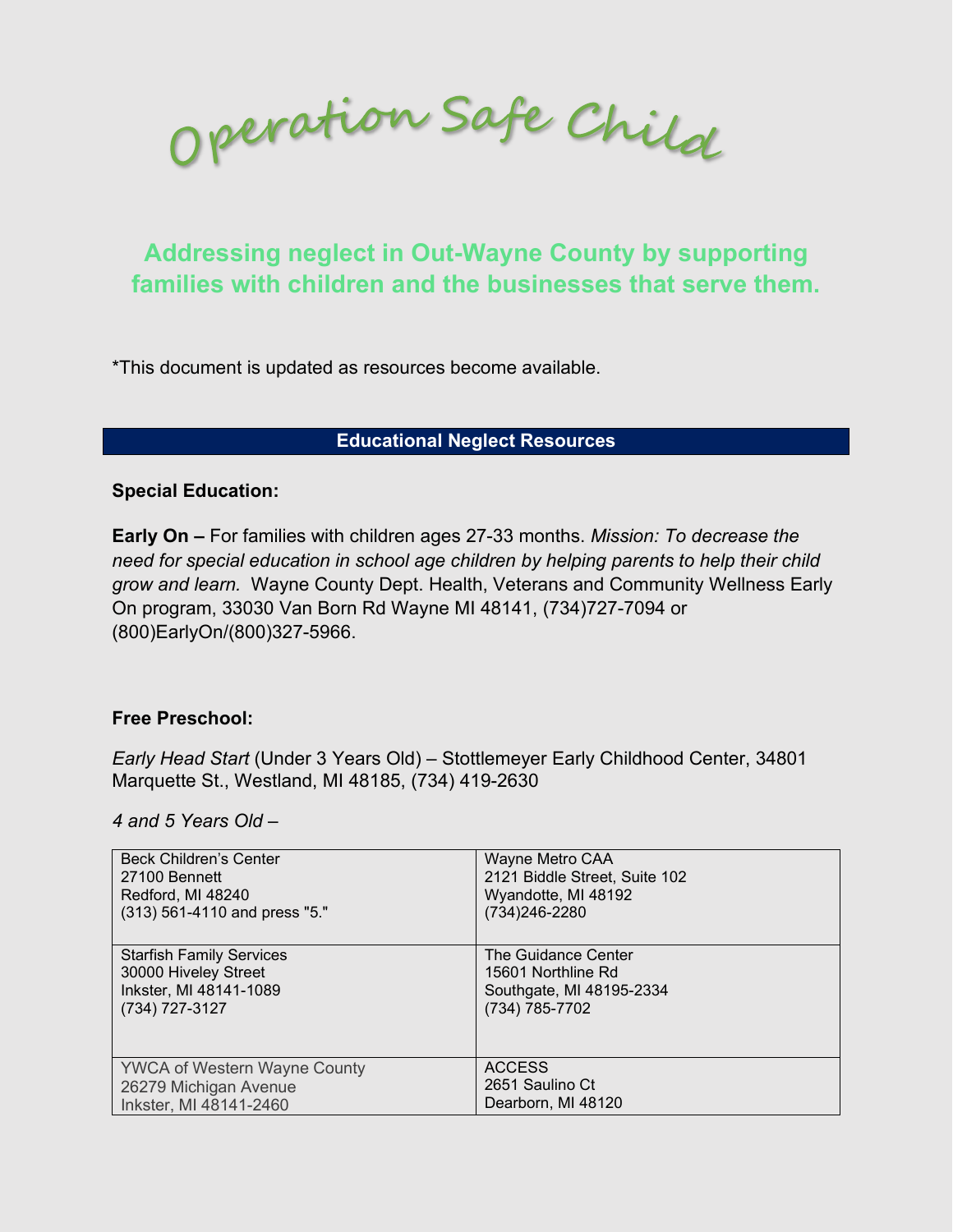# Operation Safe Child

## Addressing neglect in Out-Wayne County by supporting families with children and the businesses that serve them.

*This document is updated as resources become available.

## Educational Neglect Resources

**Special Education:**

**Early On –** For families with children ages 27-33 months. *Mission: To decrease the need for special education in school age children by helping parents to help their child grow and learn.* Wayne County Dept. Health, Veterans and Community Wellness Early On program, 33030 Van Born Rd Wayne MI 48141, (734)727-7094 or (800)EarlyOn/(800)327-5966.

**Free Preschool:**

*Early Head Start* (Under 3 Years Old) – Stottlemeyer Early Childhood Center, 34801 Marquette St., Westland, MI 48185, (734) 419-2630

*4 and 5 Years Old –*

| | |
|---|---|
| Beck Children's Center<br>27100 Bennett<br>Redford, MI 48240<br>(313) 561-4110 and press "5." | Wayne Metro CAA<br>2121 Biddle Street, Suite 102<br>Wyandotte, MI 48192<br>(734)246-2280 |
| Starfish Family Services<br>30000 Hiveley Street<br>Inkster, MI 48141-1089<br>(734) 727-3127 | The Guidance Center<br>15601 Northline Rd<br>Southgate, MI 48195-2334<br>(734) 785-7702 |
| YWCA of Western Wayne County<br>26279 Michigan Avenue<br>Inkster, MI 48141-2460 | ACCESS<br>2651 Saulino Ct<br>Dearborn, MI 48120 |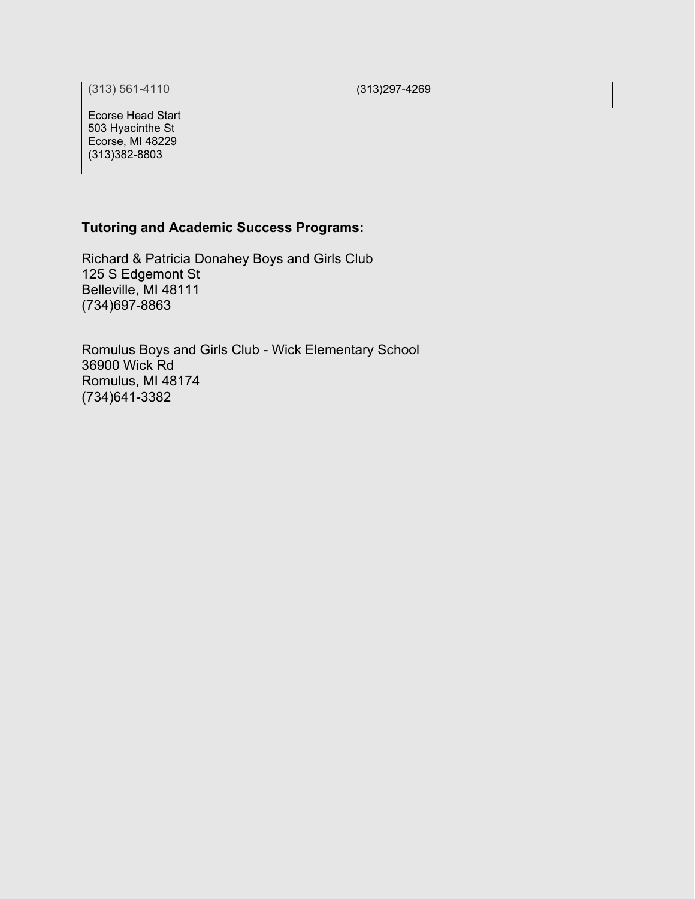| | |
|---|---|
| (313) 561-4110 | (313)297-4269 |
| Ecorse Head Start<br>503 Hyacinthe St<br>Ecorse, MI 48229<br>(313)382-8803 | |

**Tutoring and Academic Success Programs:**

Richard & Patricia Donahey Boys and Girls Club
125 S Edgemont St
Belleville, MI 48111
(734)697-8863

Romulus Boys and Girls Club - Wick Elementary School
36900 Wick Rd
Romulus, MI 48174
(734)641-3382